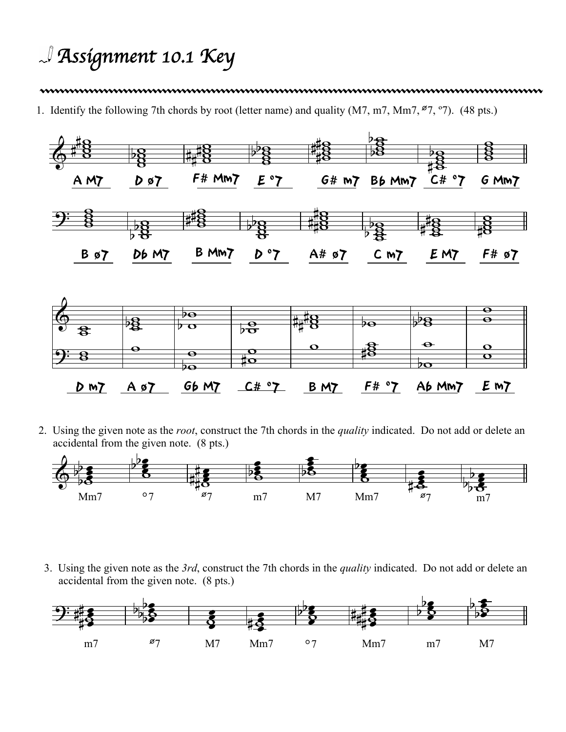# Assignment 10.1 Key

1. Identify the following 7th chords by root (letter name) and quality (M7, m7, Mm7, ø7, º7). (48 pts.)

A M7 | D ø7 | F# Mm7 | E °7 | G# m7 | Bb Mm7 | C# °7 | G Mm7

B ø7 | Db M7 | B Mm7 | D °7 | A# ø7 | C m7 | E M7 | F# ø7

D m7 | A ø7 | Gb M7 | C# °7 | B M7 | F# °7 | Ab Mm7 | E m7

2. Using the given note as the *root*, construct the 7th chords in the *quality* indicated. Do not add or delete an accidental from the given note. (8 pts.)

Mm7 | °7 | ø7 | m7 | M7 | Mm7 | ø7 | m7

3. Using the given note as the *3rd*, construct the 7th chords in the *quality* indicated. Do not add or delete an accidental from the given note. (8 pts.)

m7 | ø7 | M7 | Mm7 | °7 | Mm7 | m7 | M7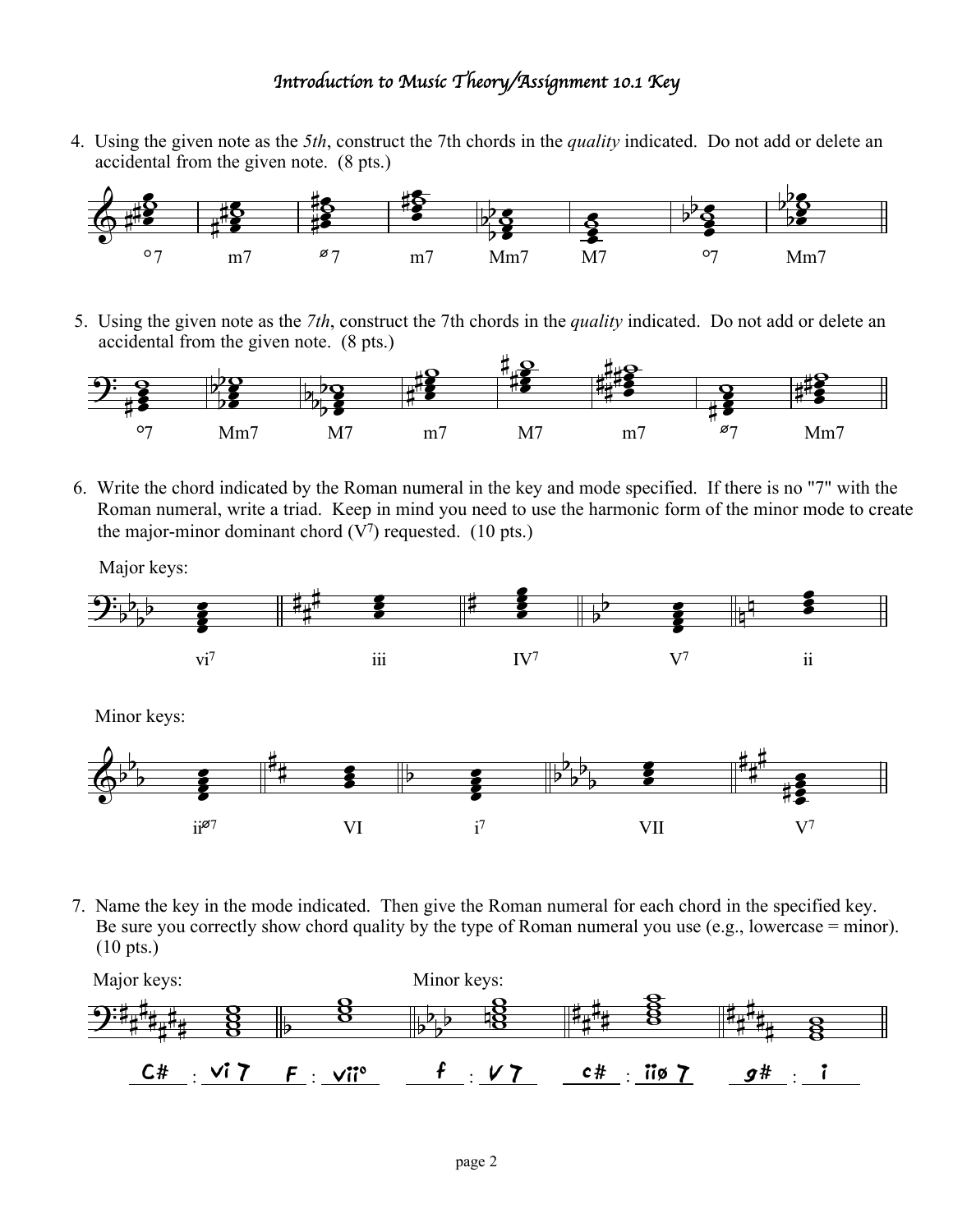## *Introduction to Music Theory/Assignment 10.1 Key*

4. Using the given note as the *5th*, construct the 7th chords in the *quality* indicated. Do not add or delete an accidental from the given note. (8 pts.)

°7 m7 ø7 m7 Mm7 M7 °7 Mm7

5. Using the given note as the *7th*, construct the 7th chords in the *quality* indicated. Do not add or delete an accidental from the given note. (8 pts.)

°7 Mm7 M7 m7 M7 m7 ø7 Mm7

6. Write the chord indicated by the Roman numeral in the key and mode specified. If there is no "7" with the Roman numeral, write a triad. Keep in mind you need to use the harmonic form of the minor mode to create the major-minor dominant chord ($V^7$) requested. (10 pts.)

Major keys:

$vi^7$ iii $IV^7$ $V^7$ ii

Minor keys:

$ii^{ø7}$ VI $i^7$ VII $V^7$

7. Name the key in the mode indicated. Then give the Roman numeral for each chord in the specified key. Be sure you correctly show chord quality by the type of Roman numeral you use (e.g., lowercase = minor). (10 pts.)

Major keys: Minor keys:

C# : vi 7 F : vii° f : V 7 c# : iiø 7 g# : i